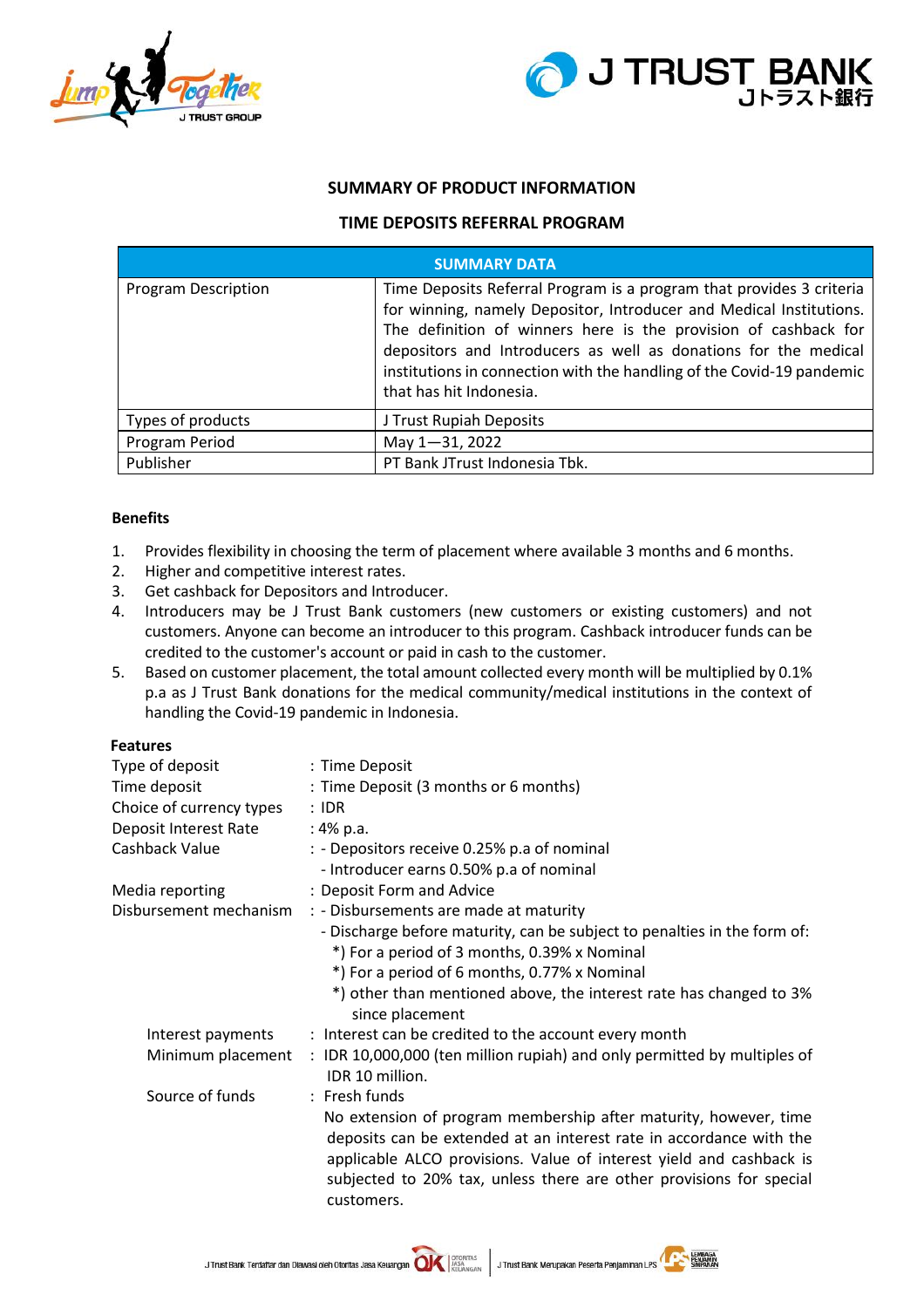## SUMMARY OF PRODUCT INFORMATION

## TIME DEPOSITS REFERRAL PROGRAM

| SUMMARY DATA | |
|---|---|
| Program Description | Time Deposits Referral Program is a program that provides 3 criteria for winning, namely Depositor, Introducer and Medical Institutions. The definition of winners here is the provision of cashback for depositors and Introducers as well as donations for the medical institutions in connection with the handling of the Covid-19 pandemic that has hit Indonesia. |
| Types of products | J Trust Rupiah Deposits |
| Program Period | May 1—31, 2022 |
| Publisher | PT Bank JTrust Indonesia Tbk. |

**Benefits**

1. Provides flexibility in choosing the term of placement where available 3 months and 6 months.
2. Higher and competitive interest rates.
3. Get cashback for Depositors and Introducer.
4. Introducers may be J Trust Bank customers (new customers or existing customers) and not customers. Anyone can become an introducer to this program. Cashback introducer funds can be credited to the customer's account or paid in cash to the customer.
5. Based on customer placement, the total amount collected every month will be multiplied by 0.1% p.a as J Trust Bank donations for the medical community/medical institutions in the context of handling the Covid-19 pandemic in Indonesia.

**Features**

Type of deposit : Time Deposit

Time deposit : Time Deposit (3 months or 6 months)

Choice of currency types : IDR

Deposit Interest Rate : 4% p.a.

Cashback Value :
- Depositors receive 0.25% p.a of nominal
- Introducer earns 0.50% p.a of nominal

Media reporting : Deposit Form and Advice

Disbursement mechanism :
- Disbursements are made at maturity
- Discharge before maturity, can be subject to penalties in the form of:
  - *) For a period of 3 months, 0.39% x Nominal
  - *) For a period of 6 months, 0.77% x Nominal
  - *) other than mentioned above, the interest rate has changed to 3% since placement

Interest payments : Interest can be credited to the account every month

Minimum placement : IDR 10,000,000 (ten million rupiah) and only permitted by multiples of IDR 10 million.

Source of funds : Fresh funds

No extension of program membership after maturity, however, time deposits can be extended at an interest rate in accordance with the applicable ALCO provisions. Value of interest yield and cashback is subjected to 20% tax, unless there are other provisions for special customers.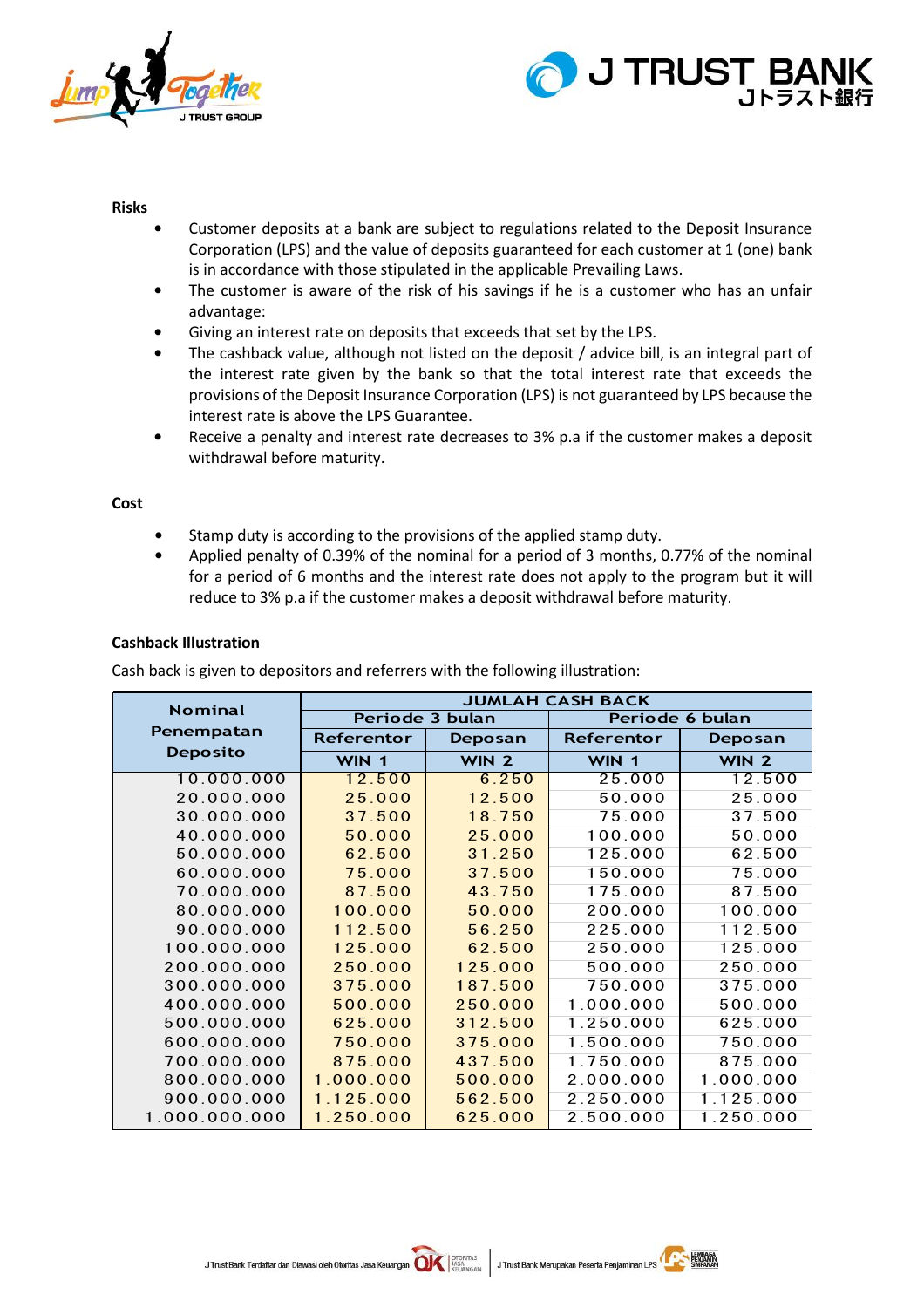**Risks**

- Customer deposits at a bank are subject to regulations related to the Deposit Insurance Corporation (LPS) and the value of deposits guaranteed for each customer at 1 (one) bank is in accordance with those stipulated in the applicable Prevailing Laws.
- The customer is aware of the risk of his savings if he is a customer who has an unfair advantage:
- Giving an interest rate on deposits that exceeds that set by the LPS.
- The cashback value, although not listed on the deposit / advice bill, is an integral part of the interest rate given by the bank so that the total interest rate that exceeds the provisions of the Deposit Insurance Corporation (LPS) is not guaranteed by LPS because the interest rate is above the LPS Guarantee.
- Receive a penalty and interest rate decreases to 3% p.a if the customer makes a deposit withdrawal before maturity.

**Cost**

- Stamp duty is according to the provisions of the applied stamp duty.
- Applied penalty of 0.39% of the nominal for a period of 3 months, 0.77% of the nominal for a period of 6 months and the interest rate does not apply to the program but it will reduce to 3% p.a if the customer makes a deposit withdrawal before maturity.

**Cashback Illustration**

Cash back is given to depositors and referrers with the following illustration:

| Nominal Penempatan Deposito | JUMLAH CASH BACK | | | |
|---|---|---|---|---|
| | Periode 3 bulan | | Periode 6 bulan | |
| | Referentor | Deposan | Referentor | Deposan |
| | WIN 1 | WIN 2 | WIN 1 | WIN 2 |
| 10.000.000 | 12.500 | 6.250 | 25.000 | 12.500 |
| 20.000.000 | 25.000 | 12.500 | 50.000 | 25.000 |
| 30.000.000 | 37.500 | 18.750 | 75.000 | 37.500 |
| 40.000.000 | 50.000 | 25.000 | 100.000 | 50.000 |
| 50.000.000 | 62.500 | 31.250 | 125.000 | 62.500 |
| 60.000.000 | 75.000 | 37.500 | 150.000 | 75.000 |
| 70.000.000 | 87.500 | 43.750 | 175.000 | 87.500 |
| 80.000.000 | 100.000 | 50.000 | 200.000 | 100.000 |
| 90.000.000 | 112.500 | 56.250 | 225.000 | 112.500 |
| 100.000.000 | 125.000 | 62.500 | 250.000 | 125.000 |
| 200.000.000 | 250.000 | 125.000 | 500.000 | 250.000 |
| 300.000.000 | 375.000 | 187.500 | 750.000 | 375.000 |
| 400.000.000 | 500.000 | 250.000 | 1.000.000 | 500.000 |
| 500.000.000 | 625.000 | 312.500 | 1.250.000 | 625.000 |
| 600.000.000 | 750.000 | 375.000 | 1.500.000 | 750.000 |
| 700.000.000 | 875.000 | 437.500 | 1.750.000 | 875.000 |
| 800.000.000 | 1.000.000 | 500.000 | 2.000.000 | 1.000.000 |
| 900.000.000 | 1.125.000 | 562.500 | 2.250.000 | 1.125.000 |
| 1.000.000.000 | 1.250.000 | 625.000 | 2.500.000 | 1.250.000 |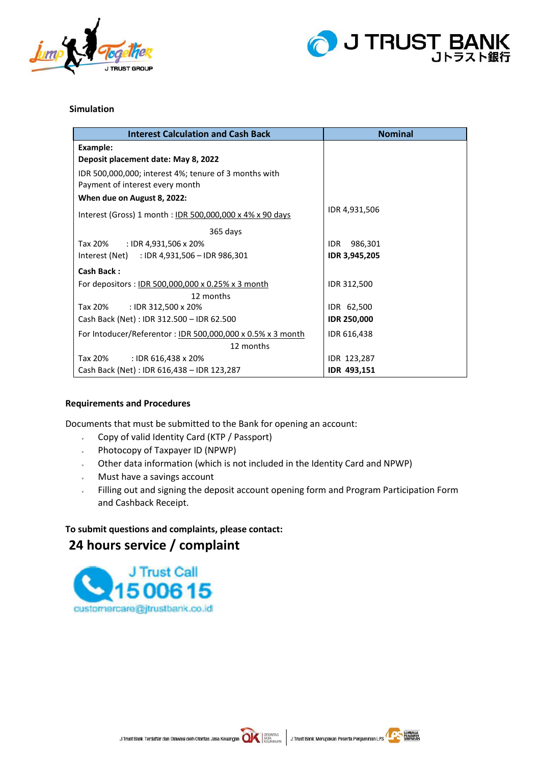**Simulation**

| Interest Calculation and Cash Back | Nominal |
|---|---|
| **Example:**<br>**Deposit placement date: May 8, 2022**<br>IDR 500,000,000; interest 4%; tenure of 3 months with Payment of interest every month<br>**When due on August 8, 2022:** | |
| Interest (Gross) 1 month : IDR 500,000,000 x 4% x 90 days / 365 days | IDR 4,931,506 |
| Tax 20% : IDR 4,931,506 x 20% | IDR 986,301 |
| Interest (Net) : IDR 4,931,506 – IDR 986,301 | **IDR 3,945,205** |
| **Cash Back :** | |
| For depositors : IDR 500,000,000 x 0.25% x 3 month / 12 months | IDR 312,500 |
| Tax 20% : IDR 312,500 x 20% | IDR 62,500 |
| Cash Back (Net) : IDR 312.500 – IDR 62.500 | **IDR 250,000** |
| For Intoducer/Referentor : IDR 500,000,000 x 0.5% x 3 month / 12 months | IDR 616,438 |
| Tax 20% : IDR 616,438 x 20% | IDR 123,287 |
| Cash Back (Net) : IDR 616,438 – IDR 123,287 | **IDR 493,151** |

**Requirements and Procedures**

Documents that must be submitted to the Bank for opening an account:

- Copy of valid Identity Card (KTP / Passport)
- Photocopy of Taxpayer ID (NPWP)
- Other data information (which is not included in the Identity Card and NPWP)
- Must have a savings account
- Filling out and signing the deposit account opening form and Program Participation Form and Cashback Receipt.

**To submit questions and complaints, please contact:**

## 24 hours service / complaint

J Trust Call 15 006 15
customercare@jtrustbank.co.id